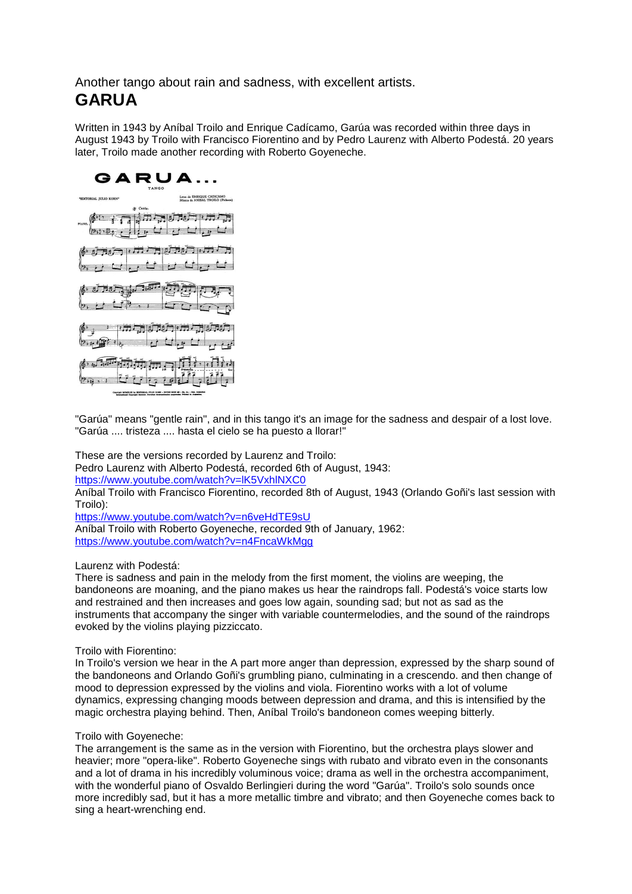Another tango about rain and sadness, with excellent artists.

# GARUA

Written in 1943 by Aníbal Troilo and Enrique Cadícamo, Garúa was recorded within three days in August 1943 by Troilo with Francisco Fiorentino and by Pedro Laurenz with Alberto Podestá. 20 years later, Troilo made another recording with Roberto Goyeneche.

"Garúa" means "gentle rain", and in this tango it's an image for the sadness and despair of a lost love. "Garúa .... tristeza .... hasta el cielo se ha puesto a llorar!"

These are the versions recorded by Laurenz and Troilo:
Pedro Laurenz with Alberto Podestá, recorded 6th of August, 1943:
https://www.youtube.com/watch?v=lK5VxhlNXC0
Aníbal Troilo with Francisco Fiorentino, recorded 8th of August, 1943 (Orlando Goñi's last session with Troilo):
https://www.youtube.com/watch?v=n6veHdTE9sU
Aníbal Troilo with Roberto Goyeneche, recorded 9th of January, 1962:
https://www.youtube.com/watch?v=n4FncaWkMgg

Laurenz with Podestá:
There is sadness and pain in the melody from the first moment, the violins are weeping, the bandoneons are moaning, and the piano makes us hear the raindrops fall. Podestá's voice starts low and restrained and then increases and goes low again, sounding sad; but not as sad as the instruments that accompany the singer with variable countermelodies, and the sound of the raindrops evoked by the violins playing pizziccato.

Troilo with Fiorentino:
In Troilo's version we hear in the A part more anger than depression, expressed by the sharp sound of the bandoneons and Orlando Goñi's grumbling piano, culminating in a crescendo. and then change of mood to depression expressed by the violins and viola. Fiorentino works with a lot of volume dynamics, expressing changing moods between depression and drama, and this is intensified by the magic orchestra playing behind. Then, Aníbal Troilo's bandoneon comes weeping bitterly.

Troilo with Goyeneche:
The arrangement is the same as in the version with Fiorentino, but the orchestra plays slower and heavier; more "opera-like". Roberto Goyeneche sings with rubato and vibrato even in the consonants and a lot of drama in his incredibly voluminous voice; drama as well in the orchestra accompaniment, with the wonderful piano of Osvaldo Berlingieri during the word "Garúa". Troilo's solo sounds once more incredibly sad, but it has a more metallic timbre and vibrato; and then Goyeneche comes back to sing a heart-wrenching end.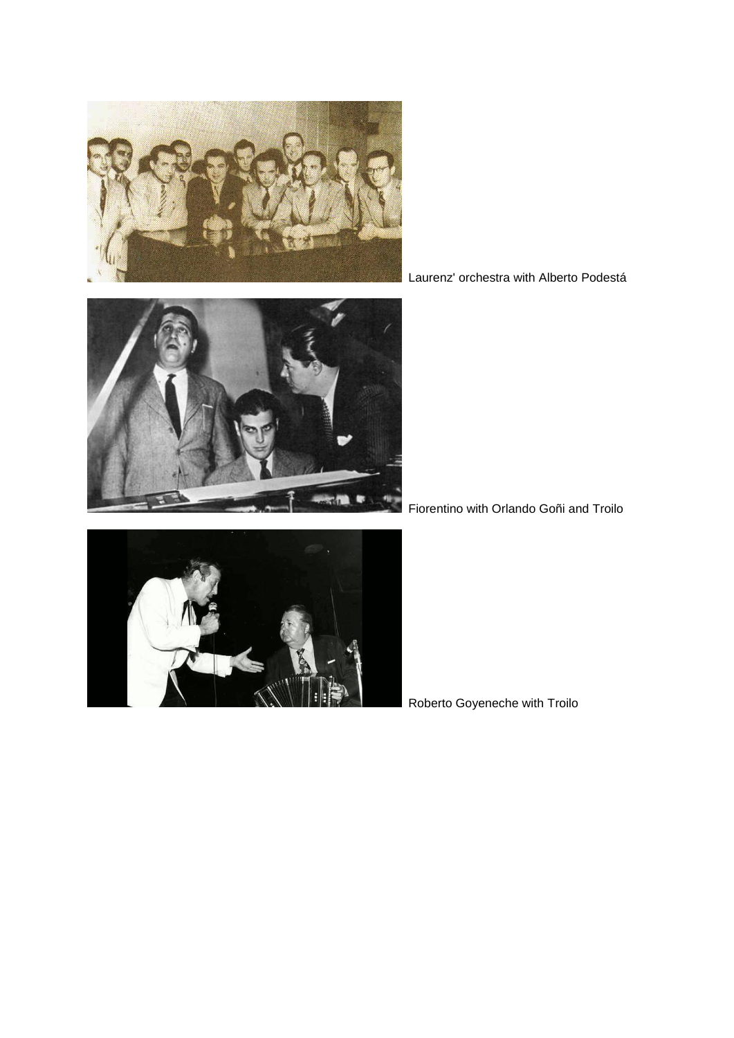Laurenz' orchestra with Alberto Podestá

Fiorentino with Orlando Goñi and Troilo

Roberto Goyeneche with Troilo